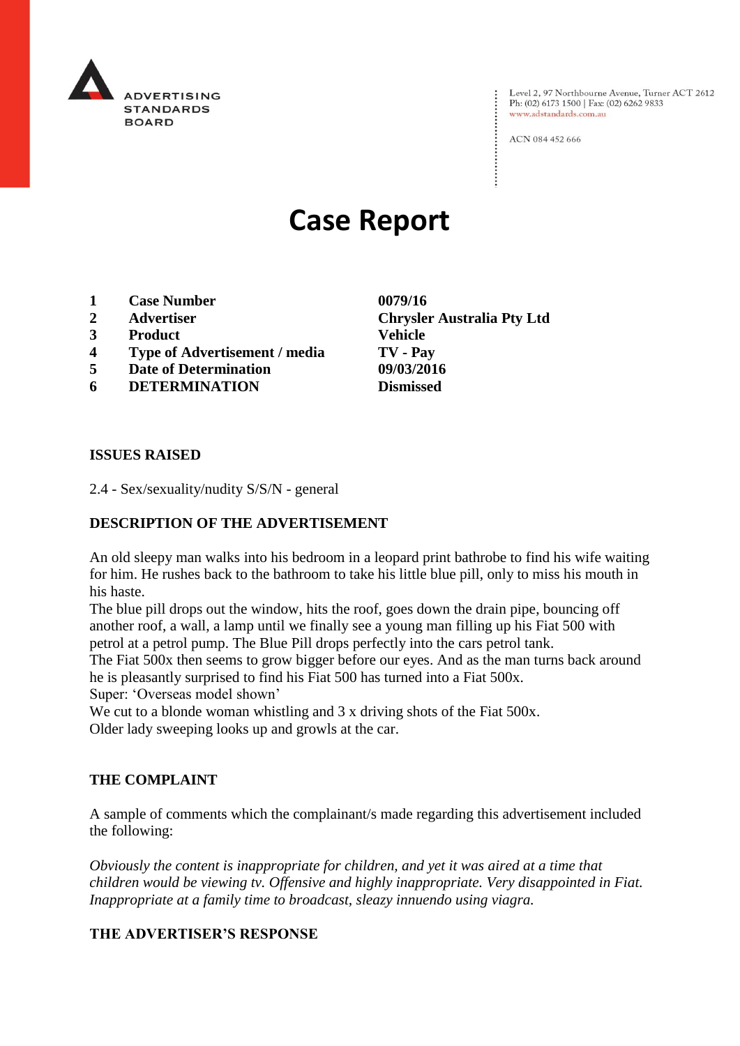ADVERTISING STANDARDS BOARD

Level 2, 97 Northbourne Avenue, Turner ACT 2612
Ph: (02) 6173 1500 | Fax: (02) 6262 9833
www.adstandards.com.au

ACN 084 452 666

# Case Report

| | | |
|---|---|---|
| **1** | **Case Number** | **0079/16** |
| **2** | **Advertiser** | **Chrysler Australia Pty Ltd** |
| **3** | **Product** | **Vehicle** |
| **4** | **Type of Advertisement / media** | **TV - Pay** |
| **5** | **Date of Determination** | **09/03/2016** |
| **6** | **DETERMINATION** | **Dismissed** |

## ISSUES RAISED

2.4 - Sex/sexuality/nudity S/S/N - general

## DESCRIPTION OF THE ADVERTISEMENT

An old sleepy man walks into his bedroom in a leopard print bathrobe to find his wife waiting for him. He rushes back to the bathroom to take his little blue pill, only to miss his mouth in his haste.

The blue pill drops out the window, hits the roof, goes down the drain pipe, bouncing off another roof, a wall, a lamp until we finally see a young man filling up his Fiat 500 with petrol at a petrol pump. The Blue Pill drops perfectly into the cars petrol tank.

The Fiat 500x then seems to grow bigger before our eyes. And as the man turns back around he is pleasantly surprised to find his Fiat 500 has turned into a Fiat 500x.

Super: 'Overseas model shown'

We cut to a blonde woman whistling and 3 x driving shots of the Fiat 500x.

Older lady sweeping looks up and growls at the car.

## THE COMPLAINT

A sample of comments which the complainant/s made regarding this advertisement included the following:

*Obviously the content is inappropriate for children, and yet it was aired at a time that children would be viewing tv. Offensive and highly inappropriate. Very disappointed in Fiat. Inappropriate at a family time to broadcast, sleazy innuendo using viagra.*

## THE ADVERTISER'S RESPONSE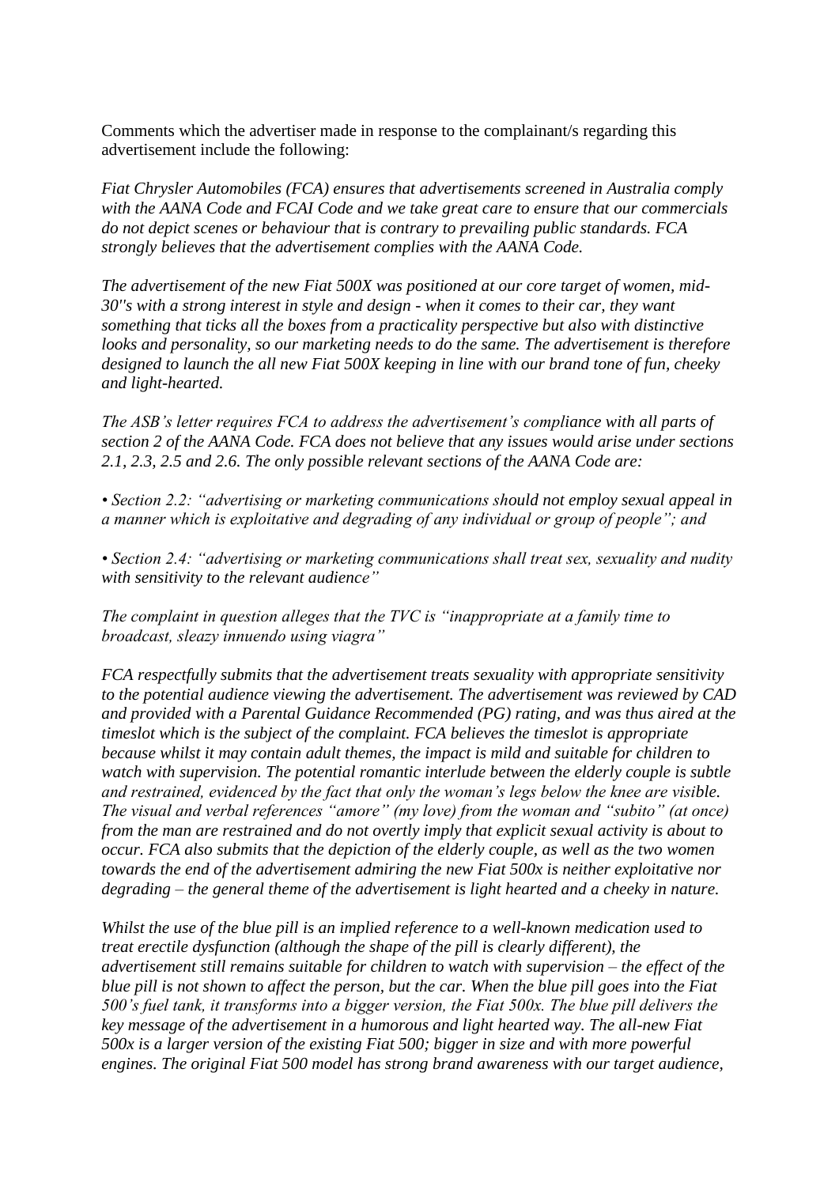Comments which the advertiser made in response to the complainant/s regarding this advertisement include the following:

*Fiat Chrysler Automobiles (FCA) ensures that advertisements screened in Australia comply with the AANA Code and FCAI Code and we take great care to ensure that our commercials do not depict scenes or behaviour that is contrary to prevailing public standards. FCA strongly believes that the advertisement complies with the AANA Code.*

*The advertisement of the new Fiat 500X was positioned at our core target of women, mid-30"s with a strong interest in style and design - when it comes to their car, they want something that ticks all the boxes from a practicality perspective but also with distinctive looks and personality, so our marketing needs to do the same. The advertisement is therefore designed to launch the all new Fiat 500X keeping in line with our brand tone of fun, cheeky and light-hearted.*

*The ASB's letter requires FCA to address the advertisement's compliance with all parts of section 2 of the AANA Code. FCA does not believe that any issues would arise under sections 2.1, 2.3, 2.5 and 2.6. The only possible relevant sections of the AANA Code are:*

*• Section 2.2: "advertising or marketing communications should not employ sexual appeal in a manner which is exploitative and degrading of any individual or group of people"; and*

*• Section 2.4: "advertising or marketing communications shall treat sex, sexuality and nudity with sensitivity to the relevant audience"*

*The complaint in question alleges that the TVC is "inappropriate at a family time to broadcast, sleazy innuendo using viagra"*

*FCA respectfully submits that the advertisement treats sexuality with appropriate sensitivity to the potential audience viewing the advertisement. The advertisement was reviewed by CAD and provided with a Parental Guidance Recommended (PG) rating, and was thus aired at the timeslot which is the subject of the complaint. FCA believes the timeslot is appropriate because whilst it may contain adult themes, the impact is mild and suitable for children to watch with supervision. The potential romantic interlude between the elderly couple is subtle and restrained, evidenced by the fact that only the woman's legs below the knee are visible. The visual and verbal references "amore" (my love) from the woman and "subito" (at once) from the man are restrained and do not overtly imply that explicit sexual activity is about to occur. FCA also submits that the depiction of the elderly couple, as well as the two women towards the end of the advertisement admiring the new Fiat 500x is neither exploitative nor degrading – the general theme of the advertisement is light hearted and a cheeky in nature.*

*Whilst the use of the blue pill is an implied reference to a well-known medication used to treat erectile dysfunction (although the shape of the pill is clearly different), the advertisement still remains suitable for children to watch with supervision – the effect of the blue pill is not shown to affect the person, but the car. When the blue pill goes into the Fiat 500's fuel tank, it transforms into a bigger version, the Fiat 500x. The blue pill delivers the key message of the advertisement in a humorous and light hearted way. The all-new Fiat 500x is a larger version of the existing Fiat 500; bigger in size and with more powerful engines. The original Fiat 500 model has strong brand awareness with our target audience,*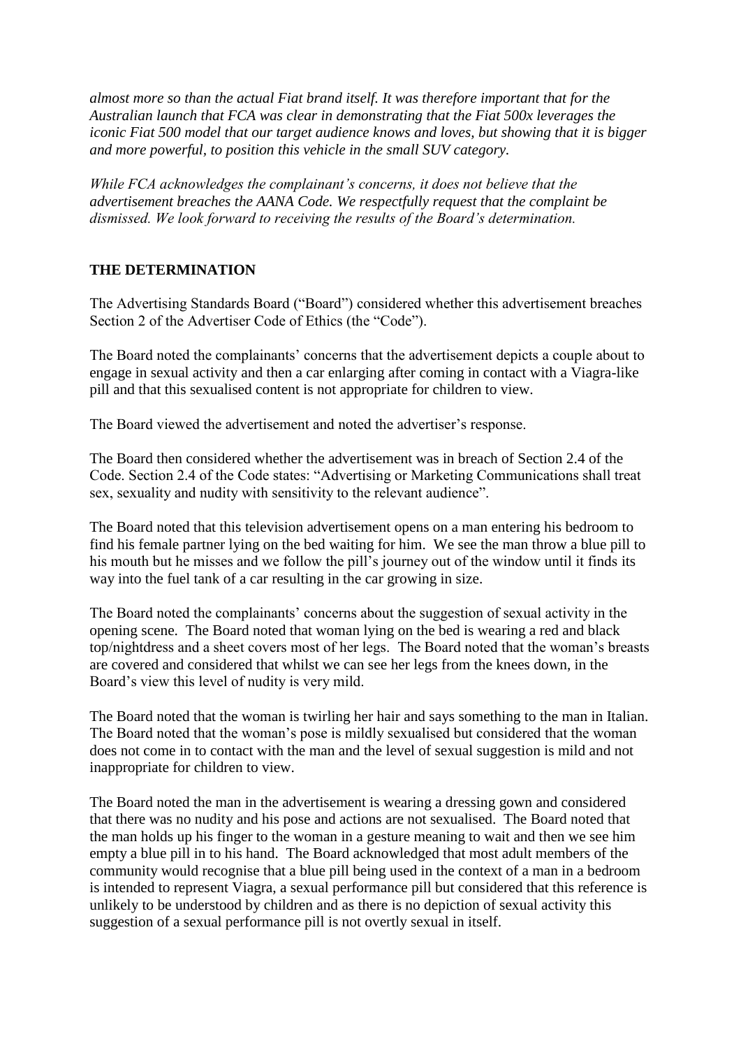*almost more so than the actual Fiat brand itself. It was therefore important that for the Australian launch that FCA was clear in demonstrating that the Fiat 500x leverages the iconic Fiat 500 model that our target audience knows and loves, but showing that it is bigger and more powerful, to position this vehicle in the small SUV category.*

*While FCA acknowledges the complainant's concerns, it does not believe that the advertisement breaches the AANA Code. We respectfully request that the complaint be dismissed. We look forward to receiving the results of the Board's determination.*

## THE DETERMINATION

The Advertising Standards Board ("Board") considered whether this advertisement breaches Section 2 of the Advertiser Code of Ethics (the "Code").

The Board noted the complainants' concerns that the advertisement depicts a couple about to engage in sexual activity and then a car enlarging after coming in contact with a Viagra-like pill and that this sexualised content is not appropriate for children to view.

The Board viewed the advertisement and noted the advertiser's response.

The Board then considered whether the advertisement was in breach of Section 2.4 of the Code. Section 2.4 of the Code states: "Advertising or Marketing Communications shall treat sex, sexuality and nudity with sensitivity to the relevant audience".

The Board noted that this television advertisement opens on a man entering his bedroom to find his female partner lying on the bed waiting for him. We see the man throw a blue pill to his mouth but he misses and we follow the pill's journey out of the window until it finds its way into the fuel tank of a car resulting in the car growing in size.

The Board noted the complainants' concerns about the suggestion of sexual activity in the opening scene. The Board noted that woman lying on the bed is wearing a red and black top/nightdress and a sheet covers most of her legs. The Board noted that the woman's breasts are covered and considered that whilst we can see her legs from the knees down, in the Board's view this level of nudity is very mild.

The Board noted that the woman is twirling her hair and says something to the man in Italian. The Board noted that the woman's pose is mildly sexualised but considered that the woman does not come in to contact with the man and the level of sexual suggestion is mild and not inappropriate for children to view.

The Board noted the man in the advertisement is wearing a dressing gown and considered that there was no nudity and his pose and actions are not sexualised. The Board noted that the man holds up his finger to the woman in a gesture meaning to wait and then we see him empty a blue pill in to his hand. The Board acknowledged that most adult members of the community would recognise that a blue pill being used in the context of a man in a bedroom is intended to represent Viagra, a sexual performance pill but considered that this reference is unlikely to be understood by children and as there is no depiction of sexual activity this suggestion of a sexual performance pill is not overtly sexual in itself.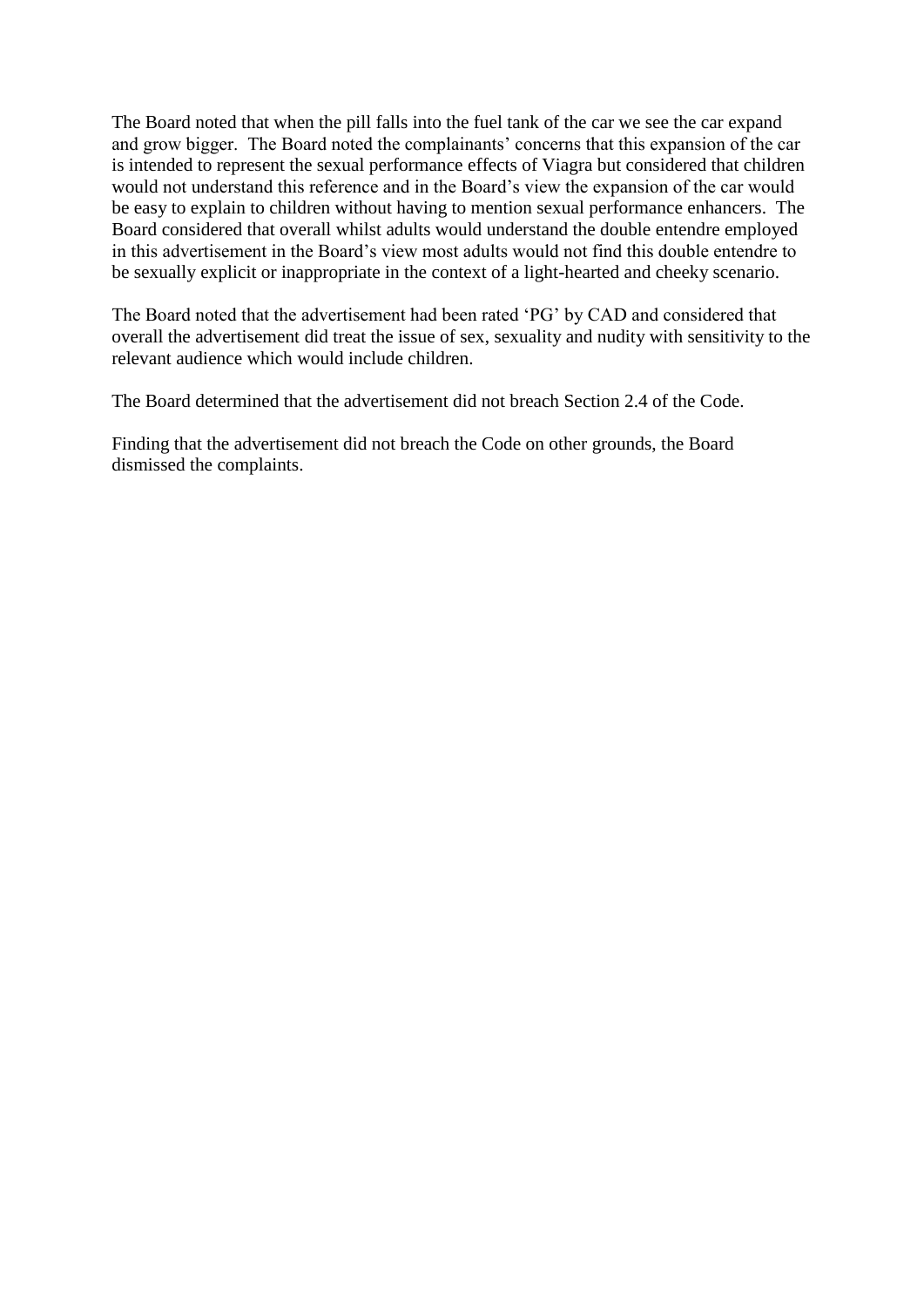The Board noted that when the pill falls into the fuel tank of the car we see the car expand and grow bigger. The Board noted the complainants' concerns that this expansion of the car is intended to represent the sexual performance effects of Viagra but considered that children would not understand this reference and in the Board's view the expansion of the car would be easy to explain to children without having to mention sexual performance enhancers. The Board considered that overall whilst adults would understand the double entendre employed in this advertisement in the Board's view most adults would not find this double entendre to be sexually explicit or inappropriate in the context of a light-hearted and cheeky scenario.

The Board noted that the advertisement had been rated 'PG' by CAD and considered that overall the advertisement did treat the issue of sex, sexuality and nudity with sensitivity to the relevant audience which would include children.

The Board determined that the advertisement did not breach Section 2.4 of the Code.

Finding that the advertisement did not breach the Code on other grounds, the Board dismissed the complaints.